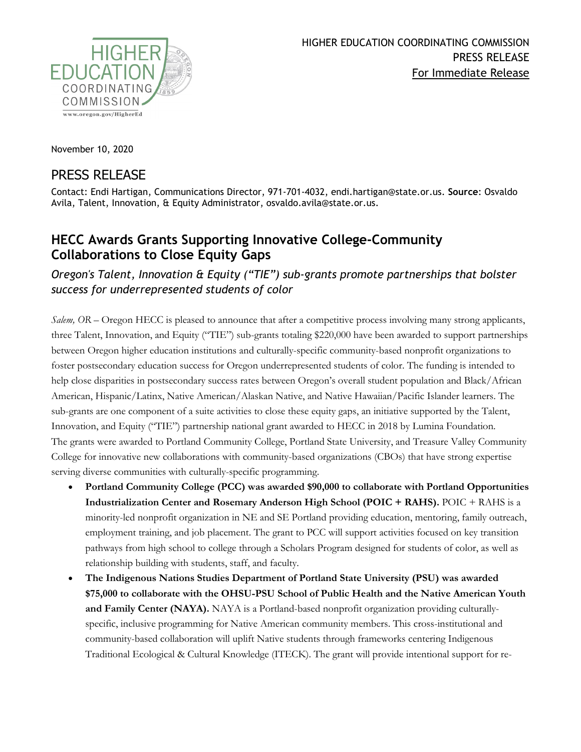HIGHER EDUCATION COORDINATING COMMISSION
PRESS RELEASE
For Immediate Release

November 10, 2020

# PRESS RELEASE

Contact: Endi Hartigan, Communications Director, 971-701-4032, endi.hartigan@state.or.us. **Source**: Osvaldo Avila, Talent, Innovation, & Equity Administrator, osvaldo.avila@state.or.us.

## HECC Awards Grants Supporting Innovative College-Community Collaborations to Close Equity Gaps

*Oregon's Talent, Innovation & Equity ("TIE") sub-grants promote partnerships that bolster success for underrepresented students of color*

*Salem, OR* – Oregon HECC is pleased to announce that after a competitive process involving many strong applicants, three Talent, Innovation, and Equity ("TIE") sub-grants totaling $220,000 have been awarded to support partnerships between Oregon higher education institutions and culturally-specific community-based nonprofit organizations to foster postsecondary education success for Oregon underrepresented students of color. The funding is intended to help close disparities in postsecondary success rates between Oregon's overall student population and Black/African American, Hispanic/Latinx, Native American/Alaskan Native, and Native Hawaiian/Pacific Islander learners. The sub-grants are one component of a suite activities to close these equity gaps, an initiative supported by the Talent, Innovation, and Equity ("TIE") partnership national grant awarded to HECC in 2018 by Lumina Foundation. The grants were awarded to Portland Community College, Portland State University, and Treasure Valley Community College for innovative new collaborations with community-based organizations (CBOs) that have strong expertise serving diverse communities with culturally-specific programming.

- **Portland Community College (PCC) was awarded $90,000 to collaborate with Portland Opportunities Industrialization Center and Rosemary Anderson High School (POIC + RAHS).** POIC + RAHS is a minority-led nonprofit organization in NE and SE Portland providing education, mentoring, family outreach, employment training, and job placement. The grant to PCC will support activities focused on key transition pathways from high school to college through a Scholars Program designed for students of color, as well as relationship building with students, staff, and faculty.
- **The Indigenous Nations Studies Department of Portland State University (PSU) was awarded $75,000 to collaborate with the OHSU-PSU School of Public Health and the Native American Youth and Family Center (NAYA).** NAYA is a Portland-based nonprofit organization providing culturally-specific, inclusive programming for Native American community members. This cross-institutional and community-based collaboration will uplift Native students through frameworks centering Indigenous Traditional Ecological & Cultural Knowledge (ITECK). The grant will provide intentional support for re-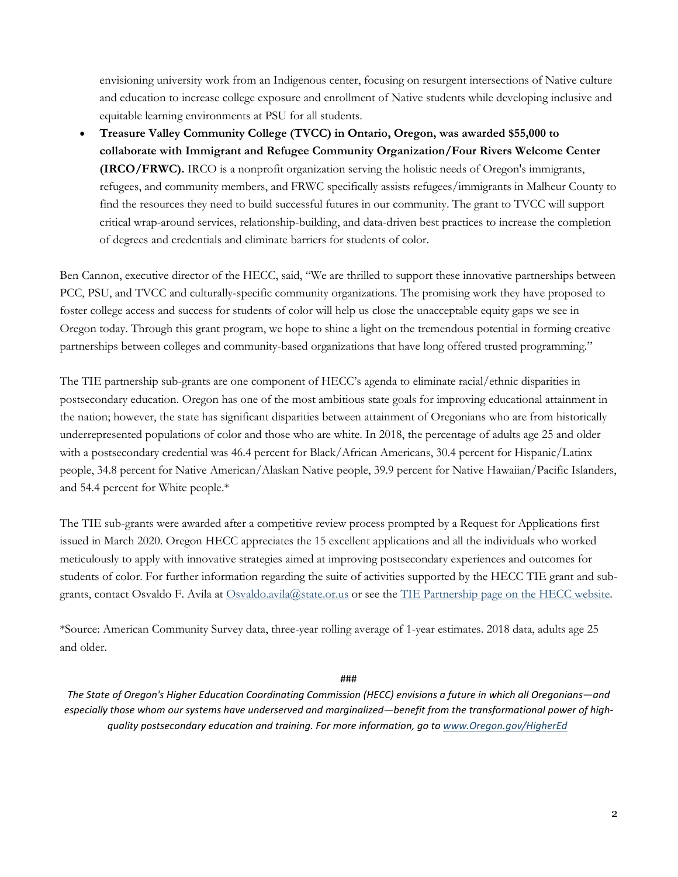envisioning university work from an Indigenous center, focusing on resurgent intersections of Native culture and education to increase college exposure and enrollment of Native students while developing inclusive and equitable learning environments at PSU for all students.

- **Treasure Valley Community College (TVCC) in Ontario, Oregon, was awarded $55,000 to collaborate with Immigrant and Refugee Community Organization/Four Rivers Welcome Center (IRCO/FRWC).** IRCO is a nonprofit organization serving the holistic needs of Oregon's immigrants, refugees, and community members, and FRWC specifically assists refugees/immigrants in Malheur County to find the resources they need to build successful futures in our community. The grant to TVCC will support critical wrap-around services, relationship-building, and data-driven best practices to increase the completion of degrees and credentials and eliminate barriers for students of color.

Ben Cannon, executive director of the HECC, said, "We are thrilled to support these innovative partnerships between PCC, PSU, and TVCC and culturally-specific community organizations. The promising work they have proposed to foster college access and success for students of color will help us close the unacceptable equity gaps we see in Oregon today. Through this grant program, we hope to shine a light on the tremendous potential in forming creative partnerships between colleges and community-based organizations that have long offered trusted programming."

The TIE partnership sub-grants are one component of HECC's agenda to eliminate racial/ethnic disparities in postsecondary education. Oregon has one of the most ambitious state goals for improving educational attainment in the nation; however, the state has significant disparities between attainment of Oregonians who are from historically underrepresented populations of color and those who are white. In 2018, the percentage of adults age 25 and older with a postsecondary credential was 46.4 percent for Black/African Americans, 30.4 percent for Hispanic/Latinx people, 34.8 percent for Native American/Alaskan Native people, 39.9 percent for Native Hawaiian/Pacific Islanders, and 54.4 percent for White people.*

The TIE sub-grants were awarded after a competitive review process prompted by a Request for Applications first issued in March 2020. Oregon HECC appreciates the 15 excellent applications and all the individuals who worked meticulously to apply with innovative strategies aimed at improving postsecondary experiences and outcomes for students of color. For further information regarding the suite of activities supported by the HECC TIE grant and sub-grants, contact Osvaldo F. Avila at [Osvaldo.avila@state.or.us](mailto:Osvaldo.avila@state.or.us) or see the TIE Partnership page on the HECC website.

*Source: American Community Survey data, three-year rolling average of 1-year estimates. 2018 data, adults age 25 and older.

###

*The State of Oregon's Higher Education Coordinating Commission (HECC) envisions a future in which all Oregonians—and especially those whom our systems have underserved and marginalized—benefit from the transformational power of high-quality postsecondary education and training. For more information, go to [www.Oregon.gov/HigherEd](http://www.Oregon.gov/HigherEd)*